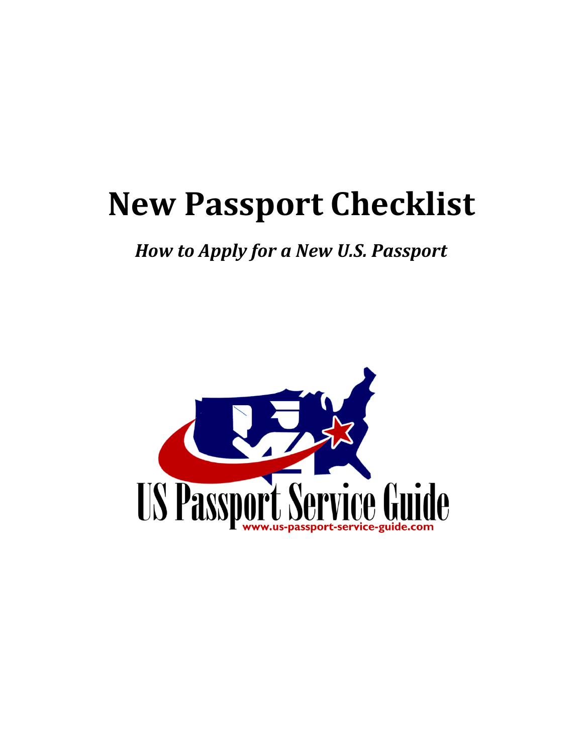# New Passport Checklist

***How to Apply for a New U.S. Passport***

US Passport Service Guide

www.us-passport-service-guide.com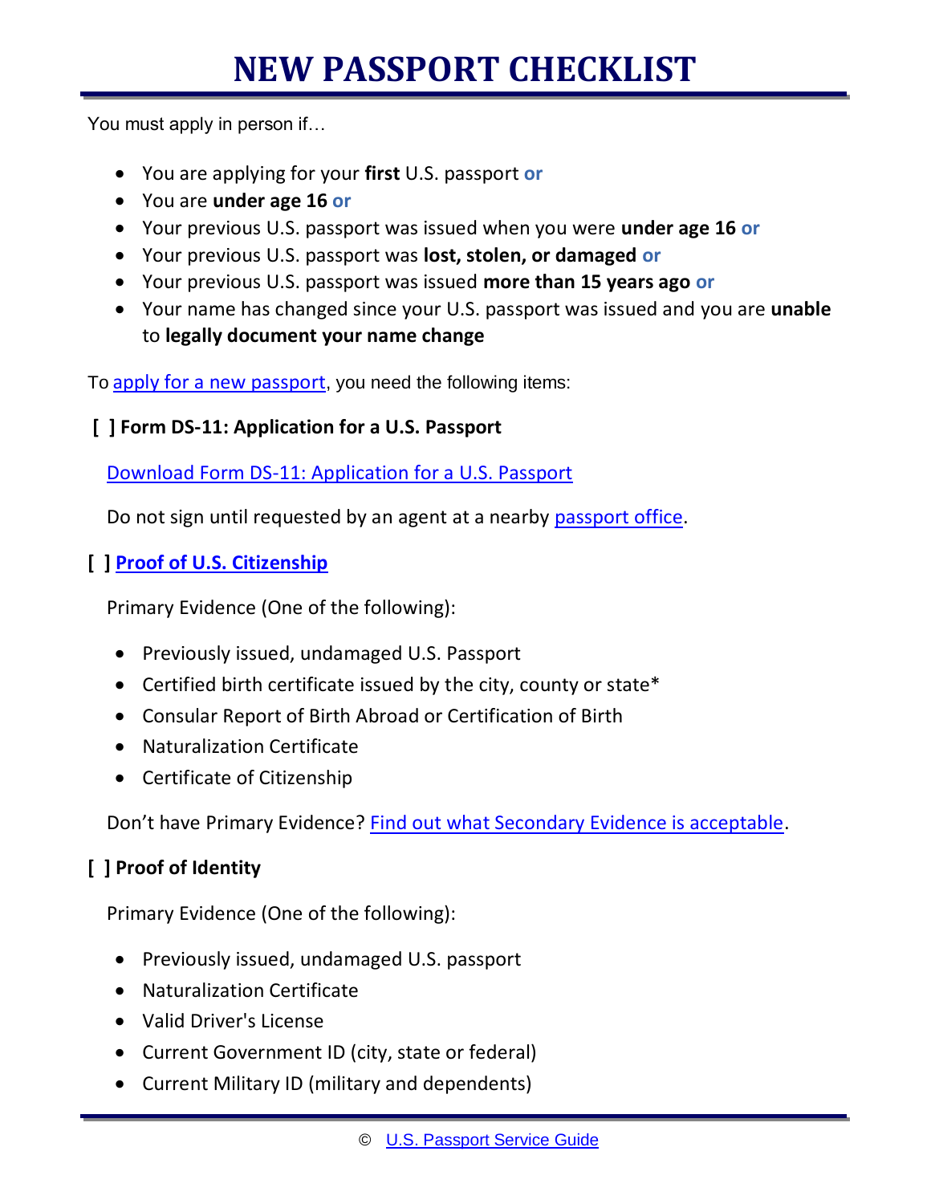# NEW PASSPORT CHECKLIST

You must apply in person if…

- You are applying for your **first** U.S. passport **or**
- You are **under age 16** **or**
- Your previous U.S. passport was issued when you were **under age 16** **or**
- Your previous U.S. passport was **lost, stolen, or damaged** **or**
- Your previous U.S. passport was issued **more than 15 years ago** **or**
- Your name has changed since your U.S. passport was issued and you are **unable** to **legally document your name change**

To apply for a new passport, you need the following items:

**[ ] Form DS-11: Application for a U.S. Passport**

Download Form DS-11: Application for a U.S. Passport

Do not sign until requested by an agent at a nearby passport office.

**[ ] Proof of U.S. Citizenship**

Primary Evidence (One of the following):

- Previously issued, undamaged U.S. Passport
- Certified birth certificate issued by the city, county or state*
- Consular Report of Birth Abroad or Certification of Birth
- Naturalization Certificate
- Certificate of Citizenship

Don't have Primary Evidence? Find out what Secondary Evidence is acceptable.

**[ ] Proof of Identity**

Primary Evidence (One of the following):

- Previously issued, undamaged U.S. passport
- Naturalization Certificate
- Valid Driver's License
- Current Government ID (city, state or federal)
- Current Military ID (military and dependents)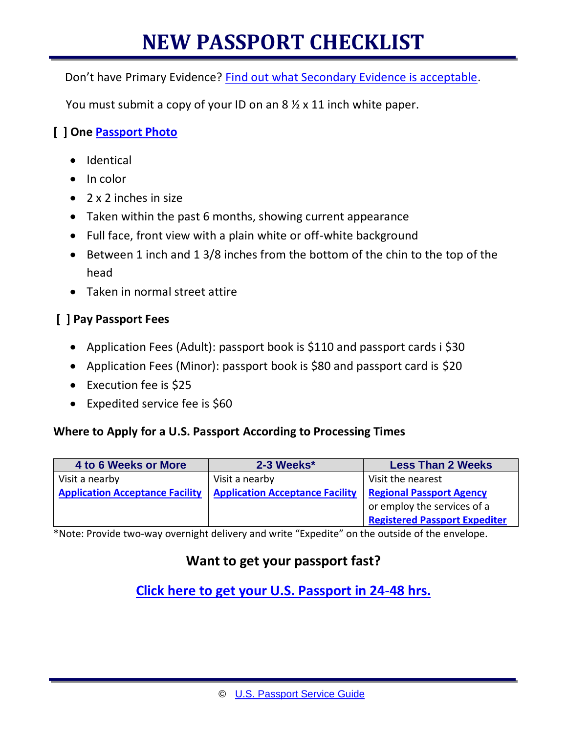# NEW PASSPORT CHECKLIST

Don't have Primary Evidence? [Find out what Secondary Evidence is acceptable](#).

You must submit a copy of your ID on an 8 ½ x 11 inch white paper.

**[ ] One Passport Photo**

- Identical
- In color
- 2 x 2 inches in size
- Taken within the past 6 months, showing current appearance
- Full face, front view with a plain white or off-white background
- Between 1 inch and 1 3/8 inches from the bottom of the chin to the top of the head
- Taken in normal street attire

**[ ] Pay Passport Fees**

- Application Fees (Adult): passport book is $110 and passport cards i $30
- Application Fees (Minor): passport book is $80 and passport card is $20
- Execution fee is $25
- Expedited service fee is $60

**Where to Apply for a U.S. Passport According to Processing Times**

| 4 to 6 Weeks or More | 2-3 Weeks* | Less Than 2 Weeks |
|---|---|---|
| Visit a nearby **Application Acceptance Facility** | Visit a nearby **Application Acceptance Facility** | Visit the nearest **Regional Passport Agency** or employ the services of a **Registered Passport Expediter** |

*Note: Provide two-way overnight delivery and write "Expedite" on the outside of the envelope.

## Want to get your passport fast?

**Click here to get your U.S. Passport in 24-48 hrs.**

© U.S. Passport Service Guide